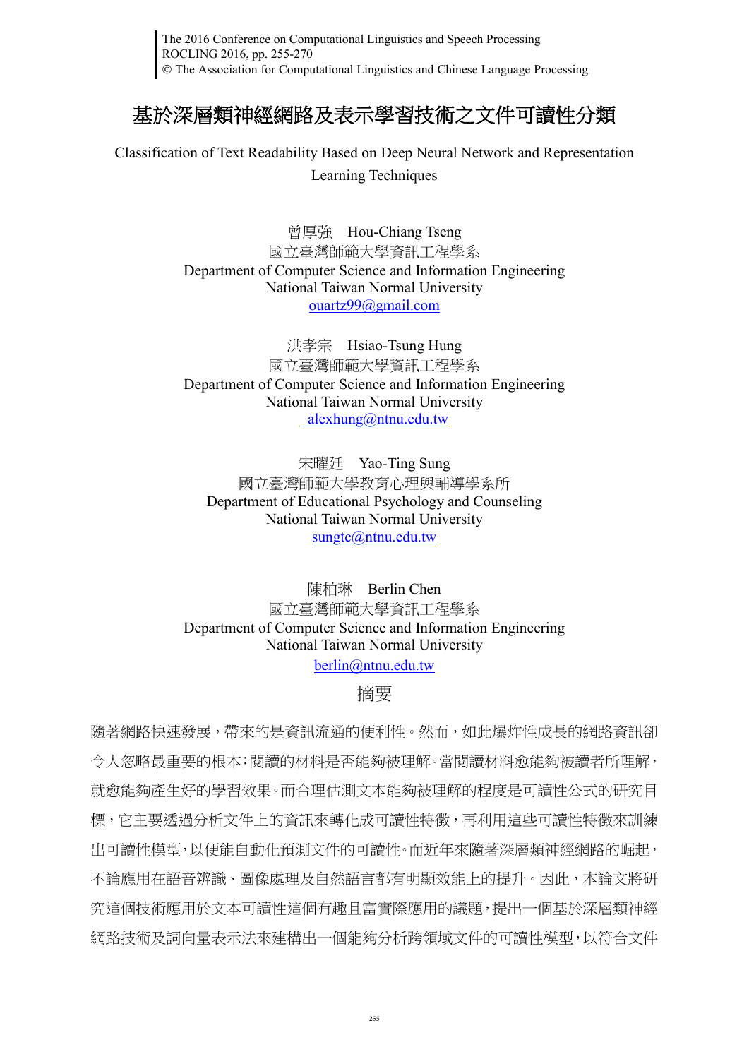# 基於深層類神經網路及表示學習技術之文件可讀性分類

Classification of Text Readability Based on Deep Neural Network and Representation Learning Techniques

曾厚強　Hou-Chiang Tseng
國立臺灣師範大學資訊工程學系
Department of Computer Science and Information Engineering
National Taiwan Normal University
ouartz99@gmail.com

洪孝宗　Hsiao-Tsung Hung
國立臺灣師範大學資訊工程學系
Department of Computer Science and Information Engineering
National Taiwan Normal University
alexhung@ntnu.edu.tw

宋曜廷　Yao-Ting Sung
國立臺灣師範大學教育心理與輔導學系所
Department of Educational Psychology and Counseling
National Taiwan Normal University
sungtc@ntnu.edu.tw

陳柏琳　Berlin Chen
國立臺灣師範大學資訊工程學系
Department of Computer Science and Information Engineering
National Taiwan Normal University
berlin@ntnu.edu.tw

## 摘要

隨著網路快速發展，帶來的是資訊流通的便利性。然而，如此爆炸性成長的網路資訊卻令人忽略最重要的根本:閱讀的材料是否能夠被理解。當閱讀材料愈能夠被讀者所理解，就愈能夠產生好的學習效果。而合理估測文本能夠被理解的程度是可讀性公式的研究目標，它主要透過分析文件上的資訊來轉化成可讀性特徵，再利用這些可讀性特徵來訓練出可讀性模型，以便能自動化預測文件的可讀性。而近年來隨著深層類神經網路的崛起，不論應用在語音辨識、圖像處理及自然語言都有明顯效能上的提升。因此，本論文將研究這個技術應用於文本可讀性這個有趣且富實際應用的議題，提出一個基於深層類神經網路技術及詞向量表示法來建構出一個能夠分析跨領域文件的可讀性模型，以符合文件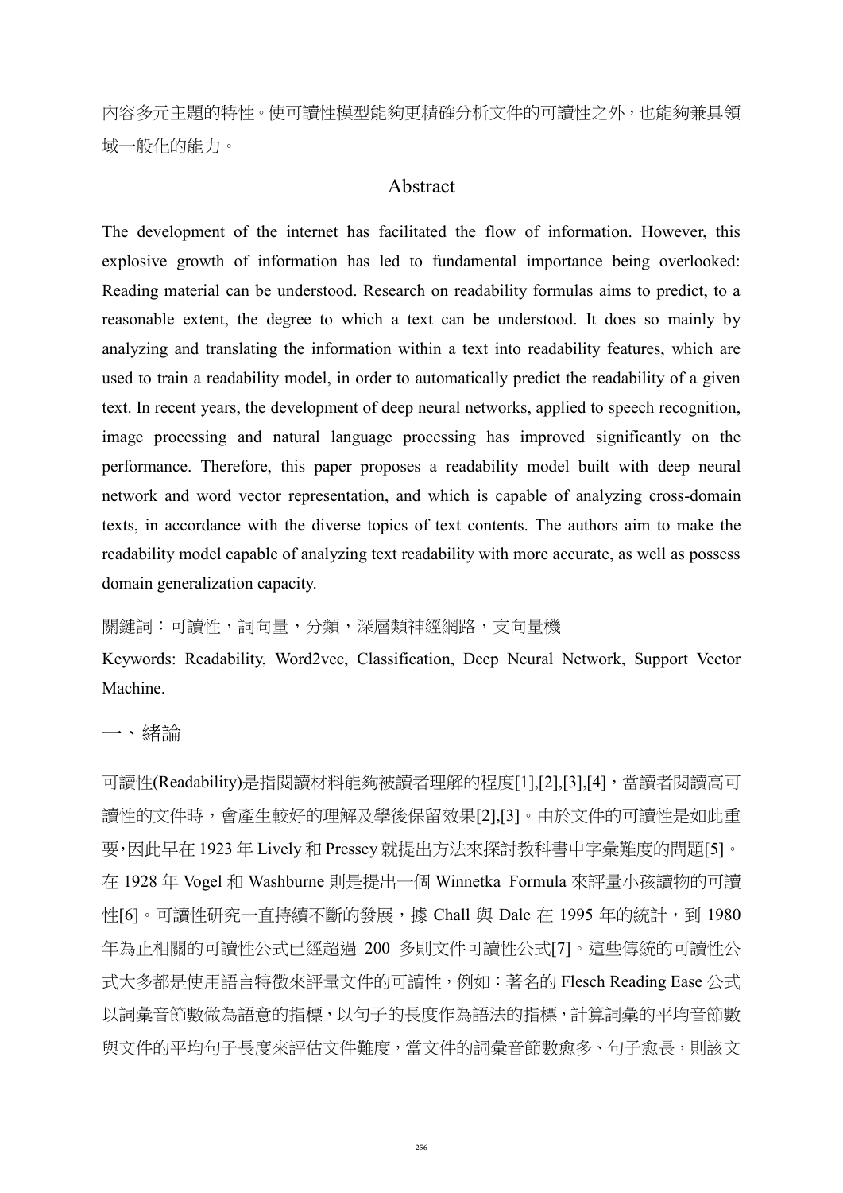內容多元主題的特性。使可讀性模型能夠更精確分析文件的可讀性之外，也能夠兼具領域一般化的能力。

## Abstract

The development of the internet has facilitated the flow of information. However, this explosive growth of information has led to fundamental importance being overlooked: Reading material can be understood. Research on readability formulas aims to predict, to a reasonable extent, the degree to which a text can be understood. It does so mainly by analyzing and translating the information within a text into readability features, which are used to train a readability model, in order to automatically predict the readability of a given text. In recent years, the development of deep neural networks, applied to speech recognition, image processing and natural language processing has improved significantly on the performance. Therefore, this paper proposes a readability model built with deep neural network and word vector representation, and which is capable of analyzing cross-domain texts, in accordance with the diverse topics of text contents. The authors aim to make the readability model capable of analyzing text readability with more accurate, as well as possess domain generalization capacity.

關鍵詞：可讀性，詞向量，分類，深層類神經網路，支向量機

Keywords: Readability, Word2vec, Classification, Deep Neural Network, Support Vector Machine.

## 一、緒論

可讀性(Readability)是指閱讀材料能夠被讀者理解的程度[1],[2],[3],[4]，當讀者閱讀高可讀性的文件時，會產生較好的理解及學後保留效果[2],[3]。由於文件的可讀性是如此重要，因此早在 1923 年 Lively 和 Pressey 就提出方法來探討教科書中字彙難度的問題[5]。在 1928 年 Vogel 和 Washburne 則是提出一個 Winnetka Formula 來評量小孩讀物的可讀性[6]。可讀性研究一直持續不斷的發展，據 Chall 與 Dale 在 1995 年的統計，到 1980 年為止相關的可讀性公式已經超過 200 多則文件可讀性公式[7]。這些傳統的可讀性公式大多都是使用語言特徵來評量文件的可讀性，例如：著名的 Flesch Reading Ease 公式以詞彙音節數做為語意的指標，以句子的長度作為語法的指標，計算詞彙的平均音節數與文件的平均句子長度來評估文件難度，當文件的詞彙音節數愈多、句子愈長，則該文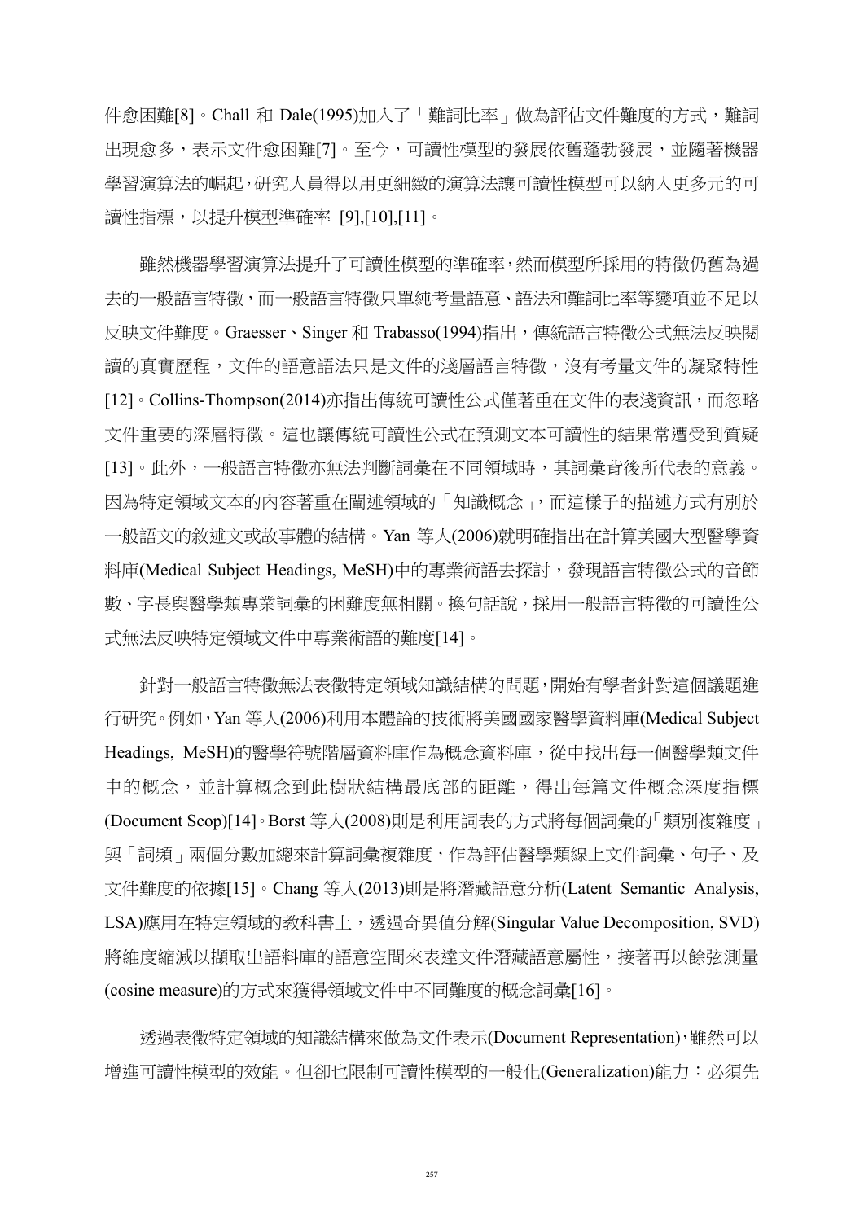件愈困難[8]。Chall 和 Dale(1995)加入了「難詞比率」做為評估文件難度的方式，難詞出現愈多，表示文件愈困難[7]。至今，可讀性模型的發展依舊蓬勃發展，並隨著機器學習演算法的崛起，研究人員得以用更細緻的演算法讓可讀性模型可以納入更多元的可讀性指標，以提升模型準確率 [9],[10],[11]。

雖然機器學習演算法提升了可讀性模型的準確率，然而模型所採用的特徵仍舊為過去的一般語言特徵，而一般語言特徵只單純考量語意、語法和難詞比率等變項並不足以反映文件難度。Graesser、Singer 和 Trabasso(1994)指出，傳統語言特徵公式無法反映閱讀的真實歷程，文件的語意語法只是文件的淺層語言特徵，沒有考量文件的凝聚特性[12]。Collins-Thompson(2014)亦指出傳統可讀性公式僅著重在文件的表淺資訊，而忽略文件重要的深層特徵。這也讓傳統可讀性公式在預測文本可讀性的結果常遭受到質疑[13]。此外，一般語言特徵亦無法判斷詞彙在不同領域時，其詞彙背後所代表的意義。因為特定領域文本的內容著重在闡述領域的「知識概念」，而這樣子的描述方式有別於一般語文的敘述文或故事體的結構。Yan 等人(2006)就明確指出在計算美國大型醫學資料庫(Medical Subject Headings, MeSH)中的專業術語去探討，發現語言特徵公式的音節數、字長與醫學類專業詞彙的困難度無相關。換句話說，採用一般語言特徵的可讀性公式無法反映特定領域文件中專業術語的難度[14]。

針對一般語言特徵無法表徵特定領域知識結構的問題，開始有學者針對這個議題進行研究。例如，Yan 等人(2006)利用本體論的技術將美國國家醫學資料庫(Medical Subject Headings, MeSH)的醫學符號階層資料庫作為概念資料庫，從中找出每一個醫學類文件中的概念，並計算概念到此樹狀結構最底部的距離，得出每篇文件概念深度指標(Document Scop)[14]。Borst 等人(2008)則是利用詞表的方式將每個詞彙的「類別複雜度」與「詞頻」兩個分數加總來計算詞彙複雜度，作為評估醫學類線上文件詞彙、句子、及文件難度的依據[15]。Chang 等人(2013)則是將潛藏語意分析(Latent Semantic Analysis, LSA)應用在特定領域的教科書上，透過奇異值分解(Singular Value Decomposition, SVD)將維度縮減以擷取出語料庫的語意空間來表達文件潛藏語意屬性，接著再以餘弦測量(cosine measure)的方式來獲得領域文件中不同難度的概念詞彙[16]。

透過表徵特定領域的知識結構來做為文件表示(Document Representation)，雖然可以增進可讀性模型的效能。但卻也限制可讀性模型的一般化(Generalization)能力：必須先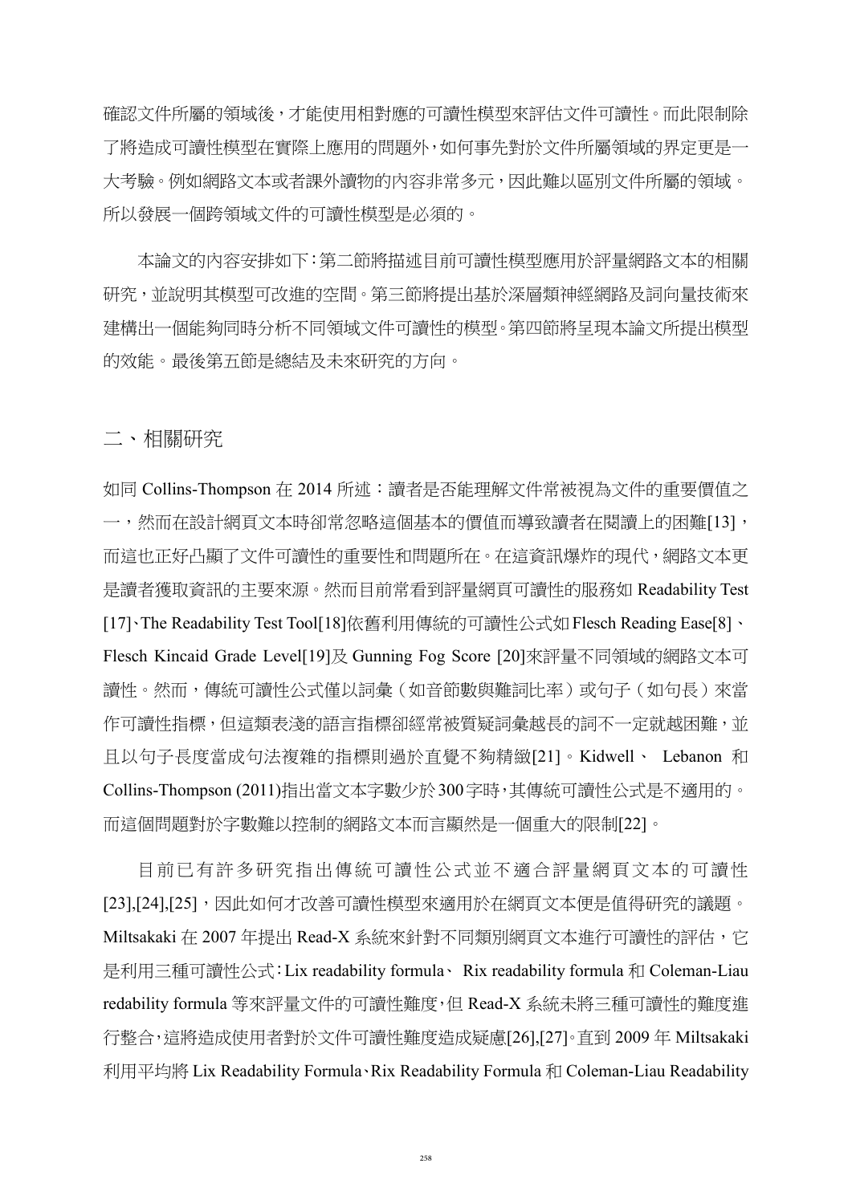確認文件所屬的領域後，才能使用相對應的可讀性模型來評估文件可讀性。而此限制除了將造成可讀性模型在實際上應用的問題外，如何事先對於文件所屬領域的界定更是一大考驗。例如網路文本或者課外讀物的內容非常多元，因此難以區別文件所屬的領域。所以發展一個跨領域文件的可讀性模型是必須的。

本論文的內容安排如下：第二節將描述目前可讀性模型應用於評量網路文本的相關研究，並說明其模型可改進的空間。第三節將提出基於深層類神經網路及詞向量技術來建構出一個能夠同時分析不同領域文件可讀性的模型。第四節將呈現本論文所提出模型的效能。最後第五節是總結及未來研究的方向。

## 二、相關研究

如同 Collins-Thompson 在 2014 所述：讀者是否能理解文件常被視為文件的重要價值之一，然而在設計網頁文本時卻常忽略這個基本的價值而導致讀者在閱讀上的困難[13]，而這也正好凸顯了文件可讀性的重要性和問題所在。在這資訊爆炸的現代，網路文本更是讀者獲取資訊的主要來源。然而目前常看到評量網頁可讀性的服務如 Readability Test [17]、The Readability Test Tool[18]依舊利用傳統的可讀性公式如 Flesch Reading Ease[8]、Flesch Kincaid Grade Level[19]及 Gunning Fog Score [20]來評量不同領域的網路文本可讀性。然而，傳統可讀性公式僅以詞彙（如音節數與難詞比率）或句子（如句長）來當作可讀性指標，但這類表淺的語言指標卻經常被質疑詞彙越長的詞不一定就越困難，並且以句子長度當成句法複雜的指標則過於直覺不夠精緻[21]。Kidwell、 Lebanon 和 Collins-Thompson (2011)指出當文本字數少於 300 字時，其傳統可讀性公式是不適用的。而這個問題對於字數難以控制的網路文本而言顯然是一個重大的限制[22]。

目前已有許多研究指出傳統可讀性公式並不適合評量網頁文本的可讀性[23],[24],[25]，因此如何才改善可讀性模型來適用於在網頁文本便是值得研究的議題。Miltsakaki 在 2007 年提出 Read-X 系統來針對不同類別網頁文本進行可讀性的評估，它是利用三種可讀性公式：Lix readability formula、 Rix readability formula 和 Coleman-Liau redability formula 等來評量文件的可讀性難度，但 Read-X 系統未將三種可讀性的難度進行整合，這將造成使用者對於文件可讀性難度造成疑慮[26],[27]。直到 2009 年 Miltsakaki 利用平均將 Lix Readability Formula、Rix Readability Formula 和 Coleman-Liau Readability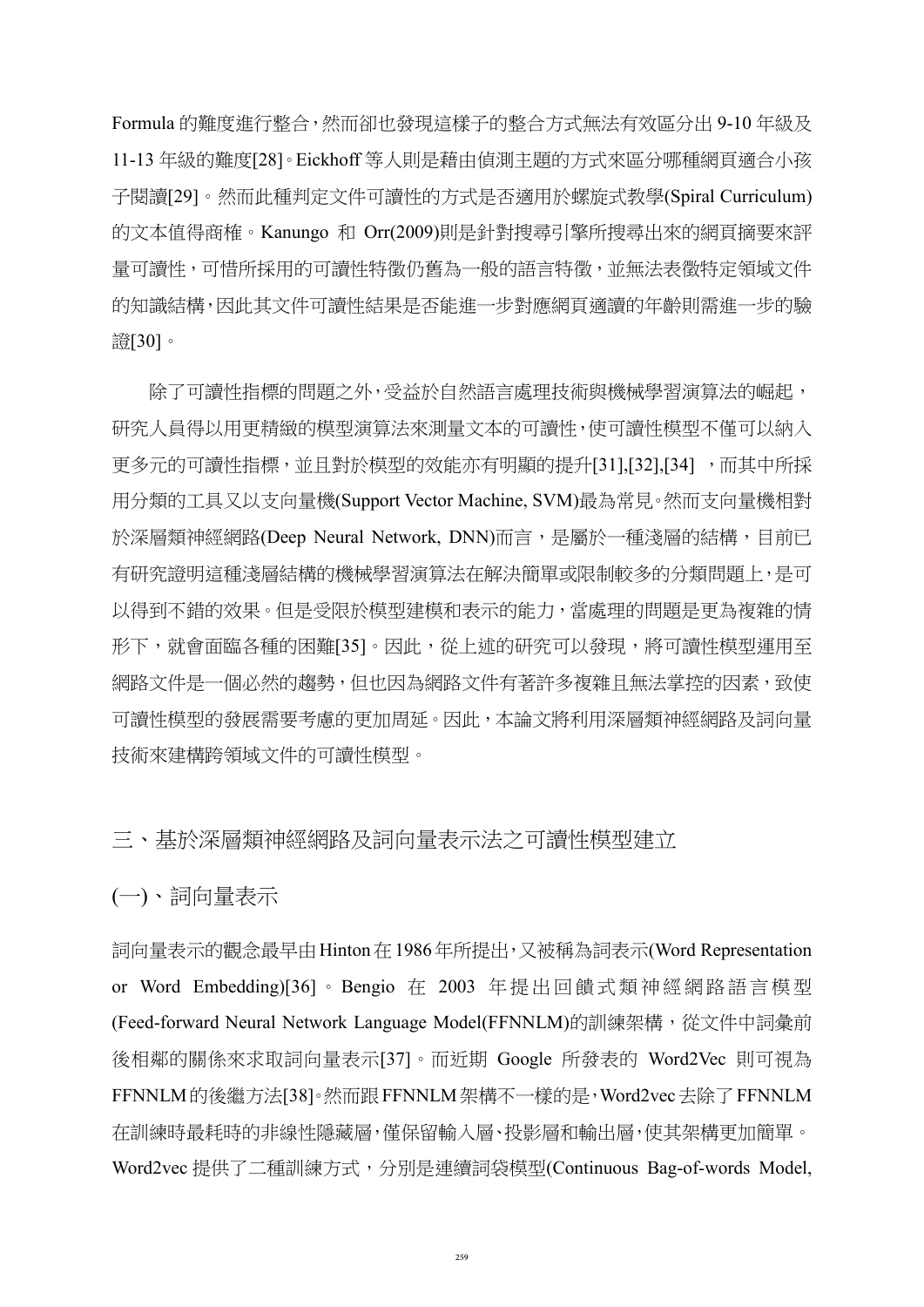Formula 的難度進行整合，然而卻也發現這樣子的整合方式無法有效區分出 9-10 年級及 11-13 年級的難度[28]。Eickhoff 等人則是藉由偵測主題的方式來區分哪種網頁適合小孩子閱讀[29]。然而此種判定文件可讀性的方式是否適用於螺旋式教學(Spiral Curriculum)的文本值得商榷。Kanungo 和 Orr(2009)則是針對搜尋引擎所搜尋出來的網頁摘要來評量可讀性，可惜所採用的可讀性特徵仍舊為一般的語言特徵，並無法表徵特定領域文件的知識結構，因此其文件可讀性結果是否能進一步對應網頁適讀的年齡則需進一步的驗證[30]。

除了可讀性指標的問題之外，受益於自然語言處理技術與機械學習演算法的崛起，研究人員得以用更精緻的模型演算法來測量文本的可讀性，使可讀性模型不僅可以納入更多元的可讀性指標，並且對於模型的效能亦有明顯的提升[31],[32],[34] ，而其中所採用分類的工具又以支向量機(Support Vector Machine, SVM)最為常見。然而支向量機相對於深層類神經網路(Deep Neural Network, DNN)而言，是屬於一種淺層的結構，目前已有研究證明這種淺層結構的機械學習演算法在解決簡單或限制較多的分類問題上，是可以得到不錯的效果。但是受限於模型建模和表示的能力，當處理的問題是更為複雜的情形下，就會面臨各種的困難[35]。因此，從上述的研究可以發現，將可讀性模型運用至網路文件是一個必然的趨勢，但也因為網路文件有著許多複雜且無法掌控的因素，致使可讀性模型的發展需要考慮的更加周延。因此，本論文將利用深層類神經網路及詞向量技術來建構跨領域文件的可讀性模型。

## 三、基於深層類神經網路及詞向量表示法之可讀性模型建立

### (一)、詞向量表示

詞向量表示的觀念最早由 Hinton 在 1986 年所提出，又被稱為詞表示(Word Representation or Word Embedding)[36]。Bengio 在 2003 年提出回饋式類神經網路語言模型(Feed-forward Neural Network Language Model(FFNNLM)的訓練架構，從文件中詞彙前後相鄰的關係來求取詞向量表示[37]。而近期 Google 所發表的 Word2Vec 則可視為 FFNNLM 的後繼方法[38]。然而跟 FFNNLM 架構不一樣的是，Word2vec 去除了 FFNNLM 在訓練時最耗時的非線性隱藏層，僅保留輸入層、投影層和輸出層，使其架構更加簡單。Word2vec 提供了二種訓練方式，分別是連續詞袋模型(Continuous Bag-of-words Model,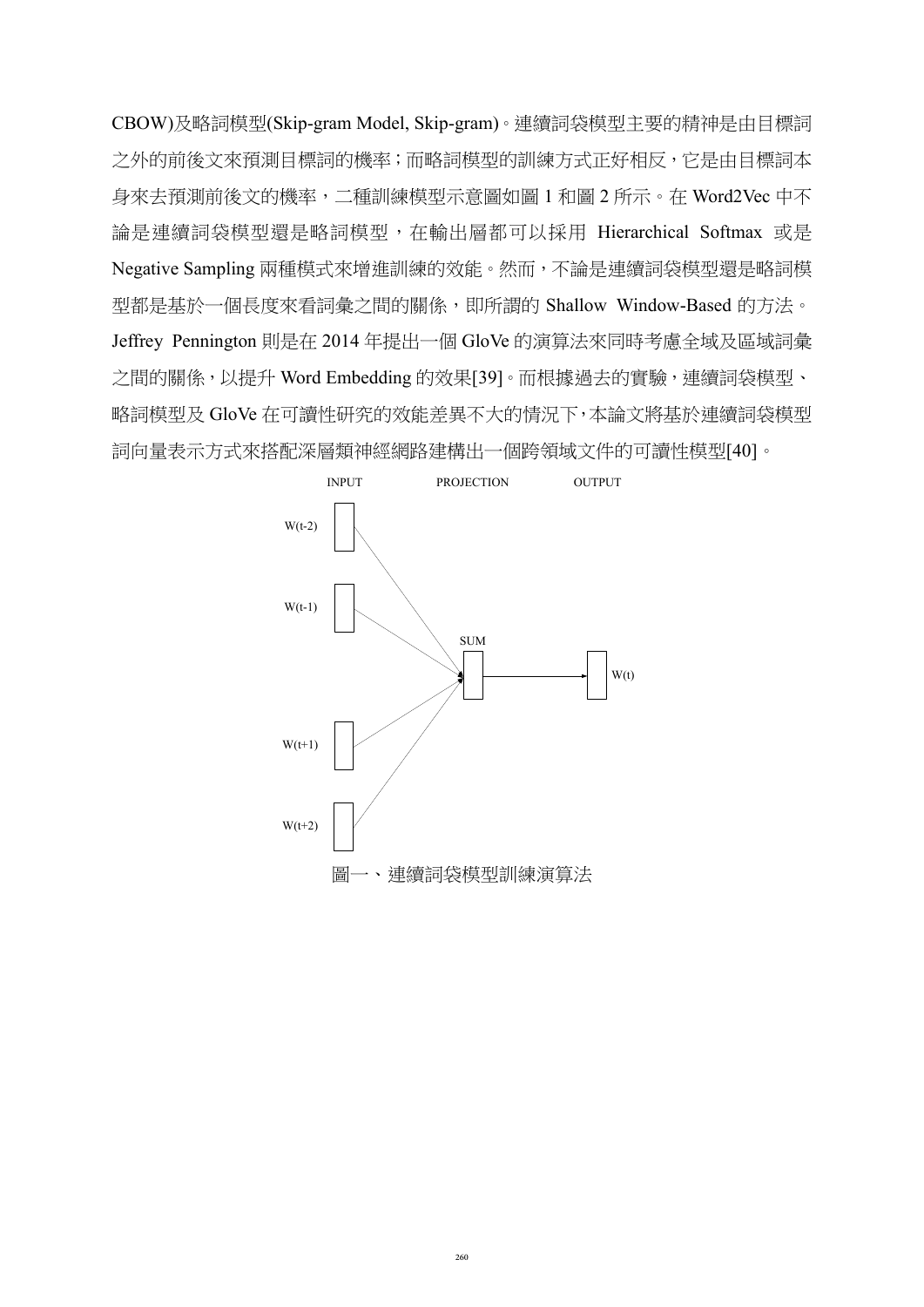CBOW)及略詞模型(Skip-gram Model, Skip-gram)。連續詞袋模型主要的精神是由目標詞之外的前後文來預測目標詞的機率；而略詞模型的訓練方式正好相反，它是由目標詞本身來去預測前後文的機率，二種訓練模型示意圖如圖 1 和圖 2 所示。在 Word2Vec 中不論是連續詞袋模型還是略詞模型，在輸出層都可以採用 Hierarchical Softmax 或是 Negative Sampling 兩種模式來增進訓練的效能。然而，不論是連續詞袋模型還是略詞模型都是基於一個長度來看詞彙之間的關係，即所謂的 Shallow Window-Based 的方法。Jeffrey Pennington 則是在 2014 年提出一個 GloVe 的演算法來同時考慮全域及區域詞彙之間的關係，以提升 Word Embedding 的效果[39]。而根據過去的實驗，連續詞袋模型、略詞模型及 GloVe 在可讀性研究的效能差異不大的情況下，本論文將基於連續詞袋模型詞向量表示方式來搭配深層類神經網路建構出一個跨領域文件的可讀性模型[40]。

INPUT　　PROJECTION　　OUTPUT

W(t-2)

W(t-1)

SUM

W(t)

W(t+1)

W(t+2)

圖一、連續詞袋模型訓練演算法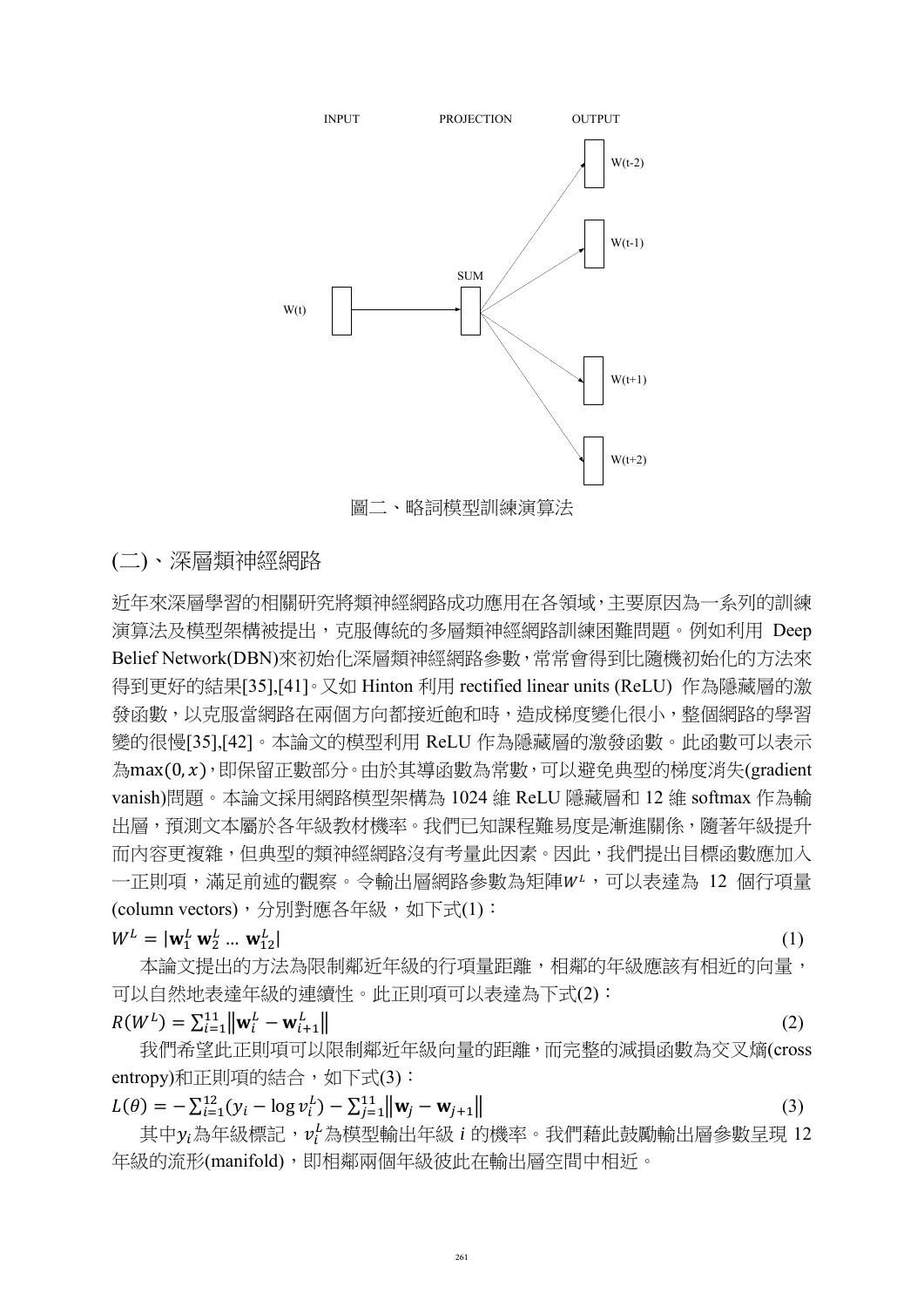INPUT PROJECTION OUTPUT

W(t) SUM W(t-2) W(t-1) W(t+1) W(t+2)

圖二、略詞模型訓練演算法

## (二)、深層類神經網路

近年來深層學習的相關研究將類神經網路成功應用在各領域，主要原因為一系列的訓練演算法及模型架構被提出，克服傳統的多層類神經網路訓練困難問題。例如利用 Deep Belief Network(DBN)來初始化深層類神經網路參數，常常會得到比隨機初始化的方法來得到更好的結果[35],[41]。又如 Hinton 利用 rectified linear units (ReLU) 作為隱藏層的激發函數，以克服當網路在兩個方向都接近飽和時，造成梯度變化很小，整個網路的學習變的很慢[35],[42]。本論文的模型利用 ReLU 作為隱藏層的激發函數。此函數可以表示為$\max(0, x)$，即保留正數部分。由於其導函數為常數，可以避免典型的梯度消失(gradient vanish)問題。本論文採用網路模型架構為 1024 維 ReLU 隱藏層和 12 維 softmax 作為輸出層，預測文本屬於各年級教材機率。我們已知課程難易度是漸進關係，隨著年級提升而內容更複雜，但典型的類神經網路沒有考量此因素。因此，我們提出目標函數應加入一正則項，滿足前述的觀察。令輸出層網路參數為矩陣$W^L$，可以表達為 12 個行項量(column vectors)，分別對應各年級，如下式(1)：

$$W^L = |\mathbf{w}_1^L \ \mathbf{w}_2^L \ \dots \ \mathbf{w}_{12}^L| \tag{1}$$

本論文提出的方法為限制鄰近年級的行項量距離，相鄰的年級應該有相近的向量，可以自然地表達年級的連續性。此正則項可以表達為下式(2)：

$$R(W^L) = \sum_{i=1}^{11} \left\| \mathbf{w}_i^L - \mathbf{w}_{i+1}^L \right\| \tag{2}$$

我們希望此正則項可以限制鄰近年級向量的距離，而完整的減損函數為交叉熵(cross entropy)和正則項的結合，如下式(3)：

$$L(\theta) = -\sum_{i=1}^{12} (y_i - \log v_i^L) - \sum_{j=1}^{11} \left\| \mathbf{w}_j - \mathbf{w}_{j+1} \right\| \tag{3}$$

其中$y_i$為年級標記，$v_i^L$為模型輸出年級 $i$ 的機率。我們藉此鼓勵輸出層參數呈現 12 年級的流形(manifold)，即相鄰兩個年級彼此在輸出層空間中相近。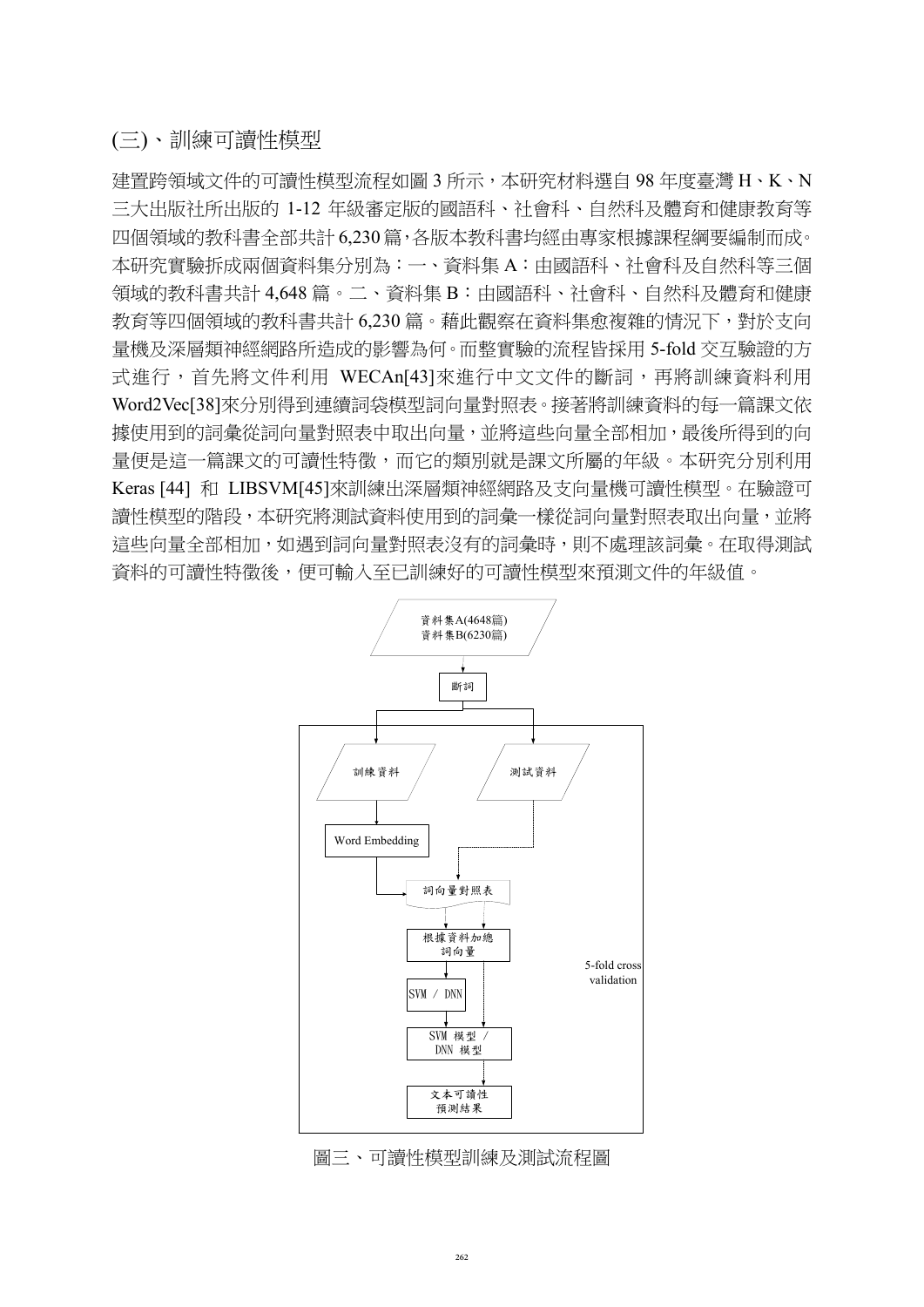## (三)、訓練可讀性模型

建置跨領域文件的可讀性模型流程如圖 3 所示，本研究材料選自 98 年度臺灣 H、K、N 三大出版社所出版的 1-12 年級審定版的國語科、社會科、自然科及體育和健康教育等四個領域的教科書全部共計 6,230 篇，各版本教科書均經由專家根據課程綱要編制而成。本研究實驗拆成兩個資料集分別為：一、資料集 A：由國語科、社會科及自然科等三個領域的教科書共計 4,648 篇。二、資料集 B：由國語科、社會科、自然科及體育和健康教育等四個領域的教科書共計 6,230 篇。藉此觀察在資料集愈複雜的情況下，對於支向量機及深層類神經網路所造成的影響為何。而整實驗的流程皆採用 5-fold 交互驗證的方式進行，首先將文件利用 WECAn[43]來進行中文文件的斷詞，再將訓練資料利用 Word2Vec[38]來分別得到連續詞袋模型詞向量對照表。接著將訓練資料的每一篇課文依據使用到的詞彙從詞向量對照表中取出向量，並將這些向量全部相加，最後所得到的向量便是這一篇課文的可讀性特徵，而它的類別就是課文所屬的年級。本研究分別利用 Keras [44] 和 LIBSVM[45]來訓練出深層類神經網路及支向量機可讀性模型。在驗證可讀性模型的階段，本研究將測試資料使用到的詞彙一樣從詞向量對照表取出向量，並將這些向量全部相加，如遇到詞向量對照表沒有的詞彙時，則不處理該詞彙。在取得測試資料的可讀性特徵後，便可輸入至已訓練好的可讀性模型來預測文件的年級值。

資料集A(4648篇)
資料集B(6230篇)
斷詞
訓練資料
測試資料
Word Embedding
詞向量對照表
根據資料加總詞向量
SVM / DNN
SVM 模型 / DNN 模型
文本可讀性預測結果
5-fold cross validation

圖三、可讀性模型訓練及測試流程圖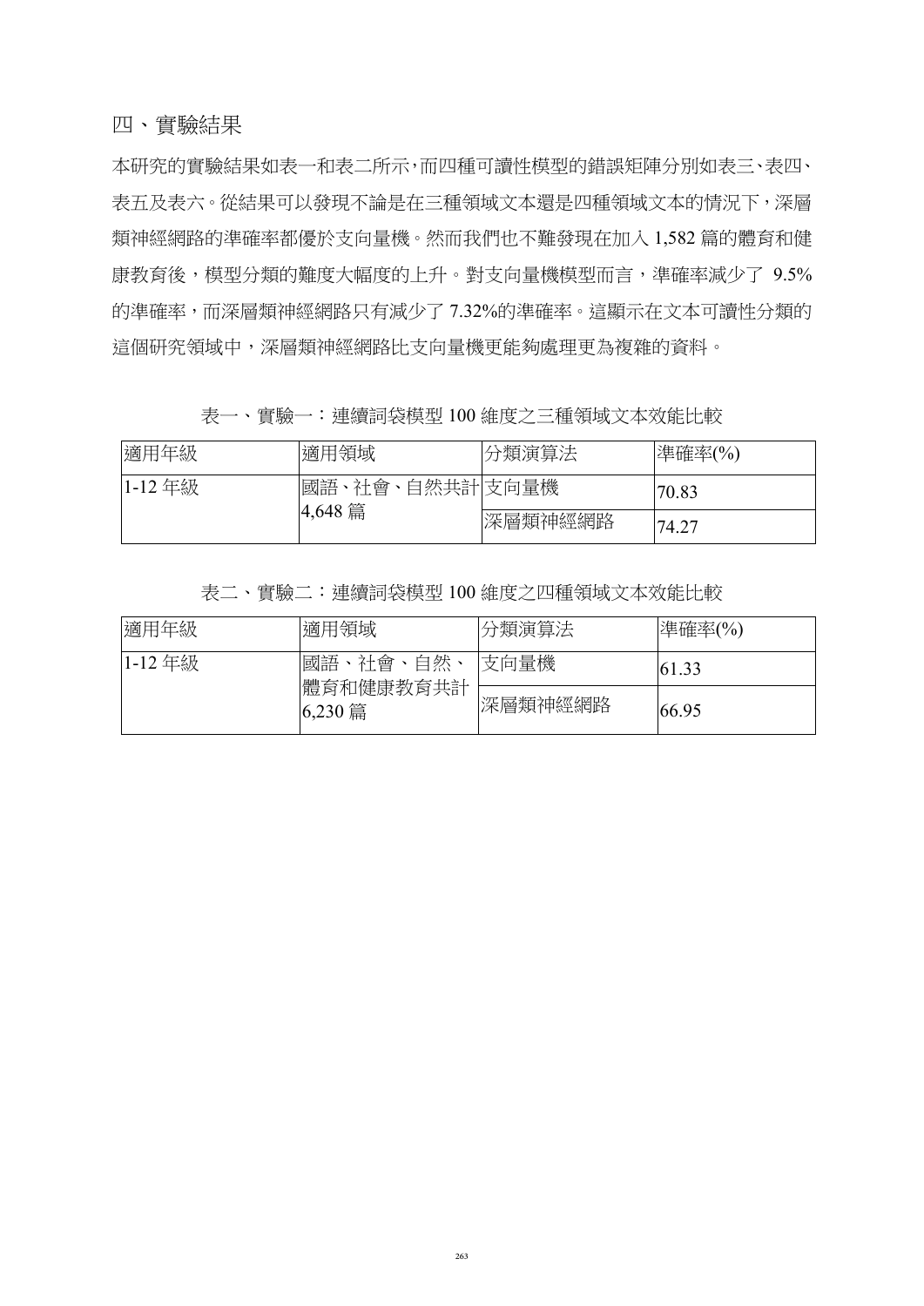## 四、實驗結果

本研究的實驗結果如表一和表二所示，而四種可讀性模型的錯誤矩陣分別如表三、表四、表五及表六。從結果可以發現不論是在三種領域文本還是四種領域文本的情況下，深層類神經網路的準確率都優於支向量機。然而我們也不難發現在加入 1,582 篇的體育和健康教育後，模型分類的難度大幅度的上升。對支向量機模型而言，準確率減少了 9.5% 的準確率，而深層類神經網路只有減少了 7.32%的準確率。這顯示在文本可讀性分類的這個研究領域中，深層類神經網路比支向量機更能夠處理更為複雜的資料。

表一、實驗一：連續詞袋模型 100 維度之三種領域文本效能比較

| 適用年級 | 適用領域 | 分類演算法 | 準確率(%) |
| --- | --- | --- | --- |
| 1-12 年級 | 國語、社會、自然共計 4,648 篇 | 支向量機 | 70.83 |
| | | 深層類神經網路 | 74.27 |

表二、實驗二：連續詞袋模型 100 維度之四種領域文本效能比較

| 適用年級 | 適用領域 | 分類演算法 | 準確率(%) |
| --- | --- | --- | --- |
| 1-12 年級 | 國語、社會、自然、體育和健康教育共計 6,230 篇 | 支向量機 | 61.33 |
| | | 深層類神經網路 | 66.95 |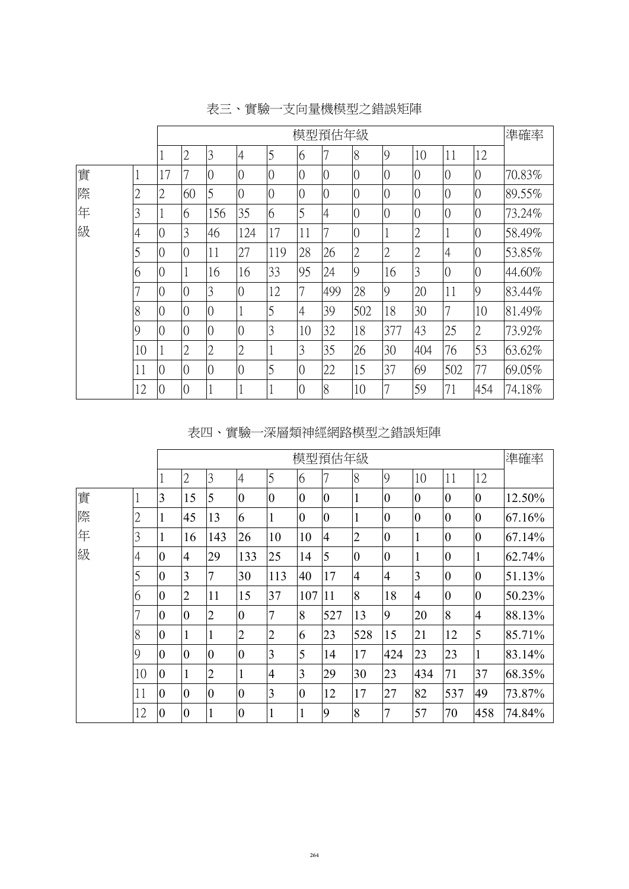表三、實驗一支向量機模型之錯誤矩陣

| | | 模型預估年級 | | | | | | | | | | | | 準確率 |
|---|---|---|---|---|---|---|---|---|---|---|---|---|---|---|
| | | 1 | 2 | 3 | 4 | 5 | 6 | 7 | 8 | 9 | 10 | 11 | 12 | |
| 實際年級 | 1 | 17 | 7 | 0 | 0 | 0 | 0 | 0 | 0 | 0 | 0 | 0 | 0 | 70.83% |
| | 2 | 2 | 60 | 5 | 0 | 0 | 0 | 0 | 0 | 0 | 0 | 0 | 0 | 89.55% |
| | 3 | 1 | 6 | 156 | 35 | 6 | 5 | 4 | 0 | 0 | 0 | 0 | 0 | 73.24% |
| | 4 | 0 | 3 | 46 | 124 | 17 | 11 | 7 | 0 | 1 | 2 | 1 | 0 | 58.49% |
| | 5 | 0 | 0 | 11 | 27 | 119 | 28 | 26 | 2 | 2 | 2 | 4 | 0 | 53.85% |
| | 6 | 0 | 1 | 16 | 16 | 33 | 95 | 24 | 9 | 16 | 3 | 0 | 0 | 44.60% |
| | 7 | 0 | 0 | 3 | 0 | 12 | 7 | 499 | 28 | 9 | 20 | 11 | 9 | 83.44% |
| | 8 | 0 | 0 | 0 | 1 | 5 | 4 | 39 | 502 | 18 | 30 | 7 | 10 | 81.49% |
| | 9 | 0 | 0 | 0 | 0 | 3 | 10 | 32 | 18 | 377 | 43 | 25 | 2 | 73.92% |
| | 10 | 1 | 2 | 2 | 2 | 1 | 3 | 35 | 26 | 30 | 404 | 76 | 53 | 63.62% |
| | 11 | 0 | 0 | 0 | 0 | 5 | 0 | 22 | 15 | 37 | 69 | 502 | 77 | 69.05% |
| | 12 | 0 | 0 | 1 | 1 | 1 | 0 | 8 | 10 | 7 | 59 | 71 | 454 | 74.18% |

表四、實驗一深層類神經網路模型之錯誤矩陣

| | | 模型預估年級 | | | | | | | | | | | | 準確率 |
|---|---|---|---|---|---|---|---|---|---|---|---|---|---|---|
| | | 1 | 2 | 3 | 4 | 5 | 6 | 7 | 8 | 9 | 10 | 11 | 12 | |
| 實際年級 | 1 | 3 | 15 | 5 | 0 | 0 | 0 | 0 | 1 | 0 | 0 | 0 | 0 | 12.50% |
| | 2 | 1 | 45 | 13 | 6 | 1 | 0 | 0 | 1 | 0 | 0 | 0 | 0 | 67.16% |
| | 3 | 1 | 16 | 143 | 26 | 10 | 10 | 4 | 2 | 0 | 1 | 0 | 0 | 67.14% |
| | 4 | 0 | 4 | 29 | 133 | 25 | 14 | 5 | 0 | 0 | 1 | 0 | 1 | 62.74% |
| | 5 | 0 | 3 | 7 | 30 | 113 | 40 | 17 | 4 | 4 | 3 | 0 | 0 | 51.13% |
| | 6 | 0 | 2 | 11 | 15 | 37 | 107 | 11 | 8 | 18 | 4 | 0 | 0 | 50.23% |
| | 7 | 0 | 0 | 2 | 0 | 7 | 8 | 527 | 13 | 9 | 20 | 8 | 4 | 88.13% |
| | 8 | 0 | 1 | 1 | 2 | 2 | 6 | 23 | 528 | 15 | 21 | 12 | 5 | 85.71% |
| | 9 | 0 | 0 | 0 | 0 | 3 | 5 | 14 | 17 | 424 | 23 | 23 | 1 | 83.14% |
| | 10 | 0 | 1 | 2 | 1 | 4 | 3 | 29 | 30 | 23 | 434 | 71 | 37 | 68.35% |
| | 11 | 0 | 0 | 0 | 0 | 3 | 0 | 12 | 17 | 27 | 82 | 537 | 49 | 73.87% |
| | 12 | 0 | 0 | 1 | 0 | 1 | 1 | 9 | 8 | 7 | 57 | 70 | 458 | 74.84% |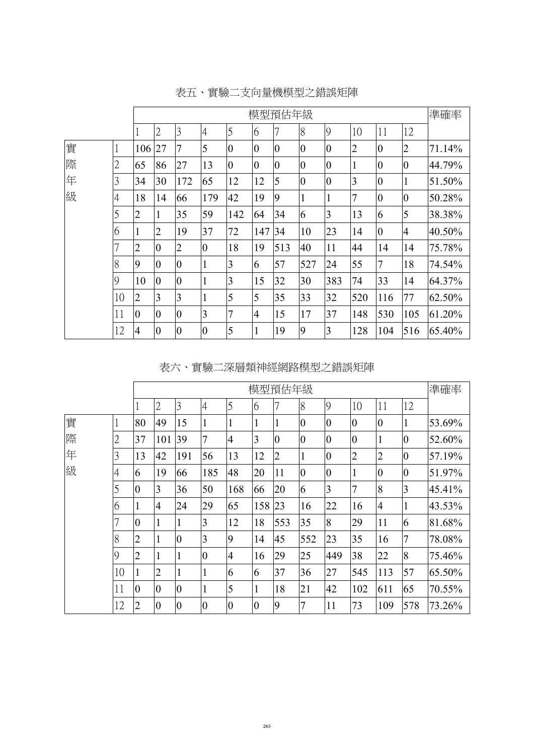表五、實驗二支向量機模型之錯誤矩陣

| | | 模型預估年級 | | | | | | | | | | | | 準確率 |
|---|---|---|---|---|---|---|---|---|---|---|---|---|---|---|
| | | 1 | 2 | 3 | 4 | 5 | 6 | 7 | 8 | 9 | 10 | 11 | 12 | |
| 實際年級 | 1 | 106 | 27 | 7 | 5 | 0 | 0 | 0 | 0 | 0 | 2 | 0 | 2 | 71.14% |
| | 2 | 65 | 86 | 27 | 13 | 0 | 0 | 0 | 0 | 0 | 1 | 0 | 0 | 44.79% |
| | 3 | 34 | 30 | 172 | 65 | 12 | 12 | 5 | 0 | 0 | 3 | 0 | 1 | 51.50% |
| | 4 | 18 | 14 | 66 | 179 | 42 | 19 | 9 | 1 | 1 | 7 | 0 | 0 | 50.28% |
| | 5 | 2 | 1 | 35 | 59 | 142 | 64 | 34 | 6 | 3 | 13 | 6 | 5 | 38.38% |
| | 6 | 1 | 2 | 19 | 37 | 72 | 147 | 34 | 10 | 23 | 14 | 0 | 4 | 40.50% |
| | 7 | 2 | 0 | 2 | 0 | 18 | 19 | 513 | 40 | 11 | 44 | 14 | 14 | 75.78% |
| | 8 | 9 | 0 | 0 | 1 | 3 | 6 | 57 | 527 | 24 | 55 | 7 | 18 | 74.54% |
| | 9 | 10 | 0 | 0 | 1 | 3 | 15 | 32 | 30 | 383 | 74 | 33 | 14 | 64.37% |
| | 10 | 2 | 3 | 3 | 1 | 5 | 5 | 35 | 33 | 32 | 520 | 116 | 77 | 62.50% |
| | 11 | 0 | 0 | 0 | 3 | 7 | 4 | 15 | 17 | 37 | 148 | 530 | 105 | 61.20% |
| | 12 | 4 | 0 | 0 | 0 | 5 | 1 | 19 | 9 | 3 | 128 | 104 | 516 | 65.40% |

表六、實驗二深層類神經網路模型之錯誤矩陣

| | | 模型預估年級 | | | | | | | | | | | | 準確率 |
|---|---|---|---|---|---|---|---|---|---|---|---|---|---|---|
| | | 1 | 2 | 3 | 4 | 5 | 6 | 7 | 8 | 9 | 10 | 11 | 12 | |
| 實際年級 | 1 | 80 | 49 | 15 | 1 | 1 | 1 | 1 | 0 | 0 | 0 | 0 | 1 | 53.69% |
| | 2 | 37 | 101 | 39 | 7 | 4 | 3 | 0 | 0 | 0 | 0 | 1 | 0 | 52.60% |
| | 3 | 13 | 42 | 191 | 56 | 13 | 12 | 2 | 1 | 0 | 2 | 2 | 0 | 57.19% |
| | 4 | 6 | 19 | 66 | 185 | 48 | 20 | 11 | 0 | 0 | 1 | 0 | 0 | 51.97% |
| | 5 | 0 | 3 | 36 | 50 | 168 | 66 | 20 | 6 | 3 | 7 | 8 | 3 | 45.41% |
| | 6 | 1 | 4 | 24 | 29 | 65 | 158 | 23 | 16 | 22 | 16 | 4 | 1 | 43.53% |
| | 7 | 0 | 1 | 1 | 3 | 12 | 18 | 553 | 35 | 8 | 29 | 11 | 6 | 81.68% |
| | 8 | 2 | 1 | 0 | 3 | 9 | 14 | 45 | 552 | 23 | 35 | 16 | 7 | 78.08% |
| | 9 | 2 | 1 | 1 | 0 | 4 | 16 | 29 | 25 | 449 | 38 | 22 | 8 | 75.46% |
| | 10 | 1 | 2 | 1 | 1 | 6 | 6 | 37 | 36 | 27 | 545 | 113 | 57 | 65.50% |
| | 11 | 0 | 0 | 0 | 1 | 5 | 1 | 18 | 21 | 42 | 102 | 611 | 65 | 70.55% |
| | 12 | 2 | 0 | 0 | 0 | 0 | 0 | 9 | 7 | 11 | 73 | 109 | 578 | 73.26% |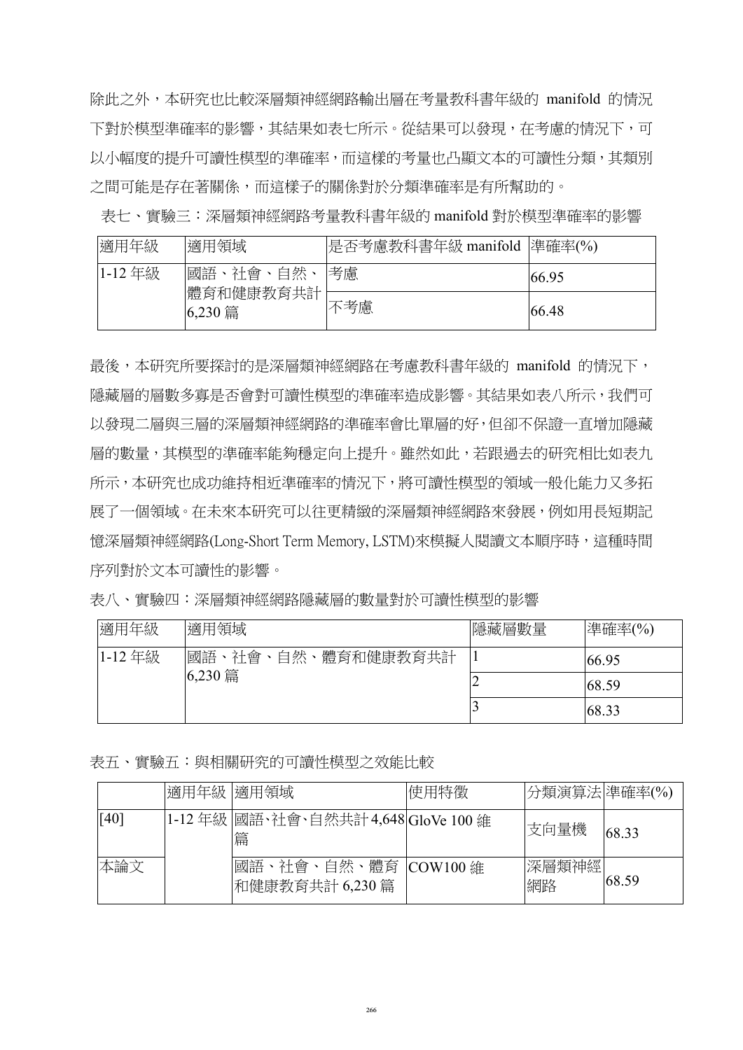除此之外，本研究也比較深層類神經網路輸出層在考量教科書年級的 manifold 的情況下對於模型準確率的影響，其結果如表七所示。從結果可以發現，在考慮的情況下，可以小幅度的提升可讀性模型的準確率，而這樣的考量也凸顯文本的可讀性分類，其類別之間可能是存在著關係，而這樣子的關係對於分類準確率是有所幫助的。

表七、實驗三：深層類神經網路考量教科書年級的 manifold 對於模型準確率的影響

| 適用年級 | 適用領域 | 是否考慮教科書年級 manifold | 準確率(%) |
|---|---|---|---|
| 1-12 年級 | 國語、社會、自然、體育和健康教育共計 6,230 篇 | 考慮 | 66.95 |
| | | 不考慮 | 66.48 |

最後，本研究所要探討的是深層類神經網路在考慮教科書年級的 manifold 的情況下，隱藏層的層數多寡是否會對可讀性模型的準確率造成影響。其結果如表八所示，我們可以發現二層與三層的深層類神經網路的準確率會比單層的好，但卻不保證一直增加隱藏層的數量，其模型的準確率能夠穩定向上提升。雖然如此，若跟過去的研究相比如表九所示，本研究也成功維持相近準確率的情況下，將可讀性模型的領域一般化能力又多拓展了一個領域。在未來本研究可以往更精緻的深層類神經網路來發展，例如用長短期記憶深層類神經網路(Long-Short Term Memory, LSTM)來模擬人閱讀文本順序時，這種時間序列對於文本可讀性的影響。

表八、實驗四：深層類神經網路隱藏層的數量對於可讀性模型的影響

| 適用年級 | 適用領域 | 隱藏層數量 | 準確率(%) |
|---|---|---|---|
| 1-12 年級 | 國語、社會、自然、體育和健康教育共計 6,230 篇 | 1 | 66.95 |
| | | 2 | 68.59 |
| | | 3 | 68.33 |

表五、實驗五：與相關研究的可讀性模型之效能比較

| | 適用年級 | 適用領域 | 使用特徵 | 分類演算法 | 準確率(%) |
|---|---|---|---|---|---|
| [40] | 1-12 年級 | 國語、社會、自然共計 4,648 篇 | GloVe 100 維 | 支向量機 | 68.33 |
| 本論文 | | 國語、社會、自然、體育和健康教育共計 6,230 篇 | COW100 維 | 深層類神經網路 | 68.59 |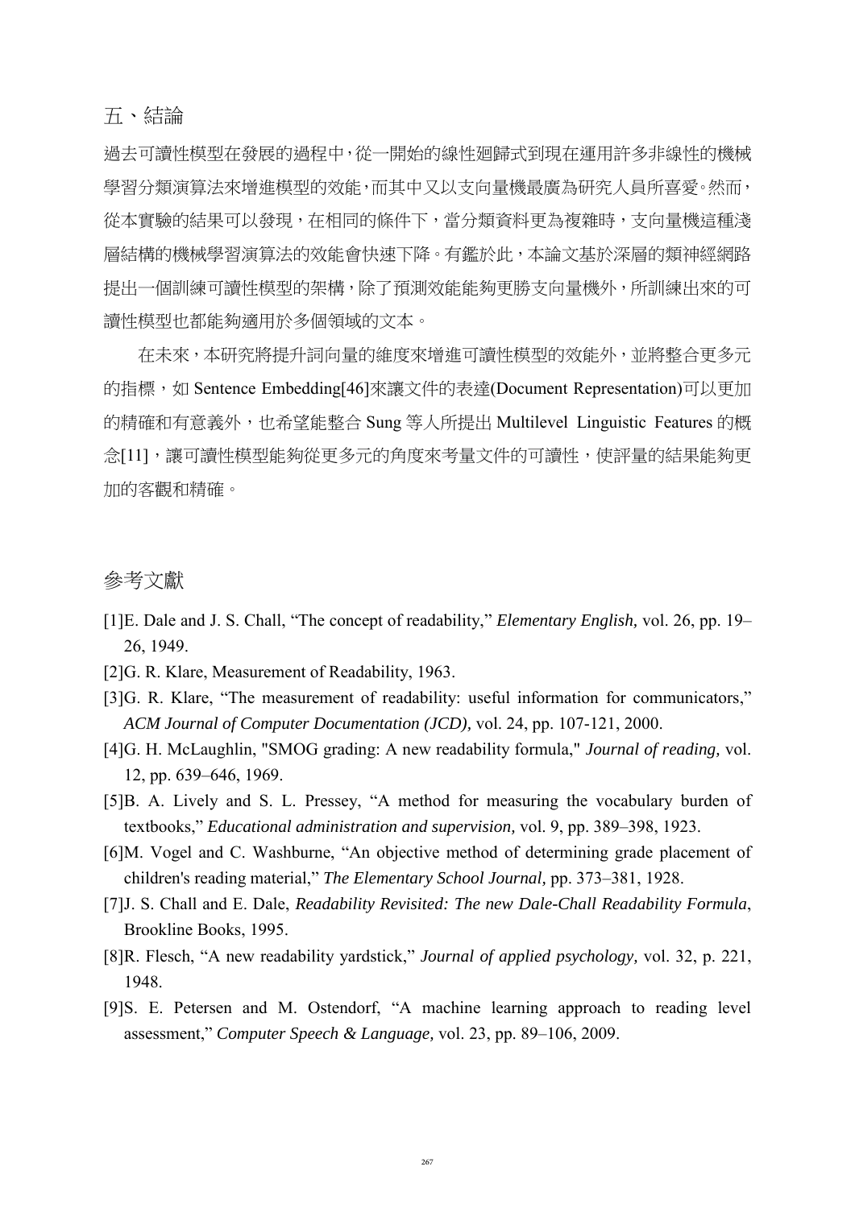## 五、結論

過去可讀性模型在發展的過程中，從一開始的線性廻歸式到現在運用許多非線性的機械學習分類演算法來增進模型的效能，而其中又以支向量機最廣為研究人員所喜愛。然而，從本實驗的結果可以發現，在相同的條件下，當分類資料更為複雜時，支向量機這種淺層結構的機械學習演算法的效能會快速下降。有鑑於此，本論文基於深層的類神經網路提出一個訓練可讀性模型的架構，除了預測效能能夠更勝支向量機外，所訓練出來的可讀性模型也都能夠適用於多個領域的文本。

在未來，本研究將提升詞向量的維度來增進可讀性模型的效能外，並將整合更多元的指標，如 Sentence Embedding[46]來讓文件的表達(Document Representation)可以更加的精確和有意義外，也希望能整合 Sung 等人所提出 Multilevel Linguistic Features 的概念[11]，讓可讀性模型能夠從更多元的角度來考量文件的可讀性，使評量的結果能夠更加的客觀和精確。

## 參考文獻

[1]E. Dale and J. S. Chall, "The concept of readability," *Elementary English,* vol. 26, pp. 19–26, 1949.

[2]G. R. Klare, Measurement of Readability, 1963.

[3]G. R. Klare, "The measurement of readability: useful information for communicators," *ACM Journal of Computer Documentation (JCD),* vol. 24, pp. 107-121, 2000.

[4]G. H. McLaughlin, "SMOG grading: A new readability formula," *Journal of reading,* vol. 12, pp. 639–646, 1969.

[5]B. A. Lively and S. L. Pressey, "A method for measuring the vocabulary burden of textbooks," *Educational administration and supervision,* vol. 9, pp. 389–398, 1923.

[6]M. Vogel and C. Washburne, "An objective method of determining grade placement of children's reading material," *The Elementary School Journal,* pp. 373–381, 1928.

[7]J. S. Chall and E. Dale, *Readability Revisited: The new Dale-Chall Readability Formula*, Brookline Books, 1995.

[8]R. Flesch, "A new readability yardstick," *Journal of applied psychology,* vol. 32, p. 221, 1948.

[9]S. E. Petersen and M. Ostendorf, "A machine learning approach to reading level assessment," *Computer Speech & Language,* vol. 23, pp. 89–106, 2009.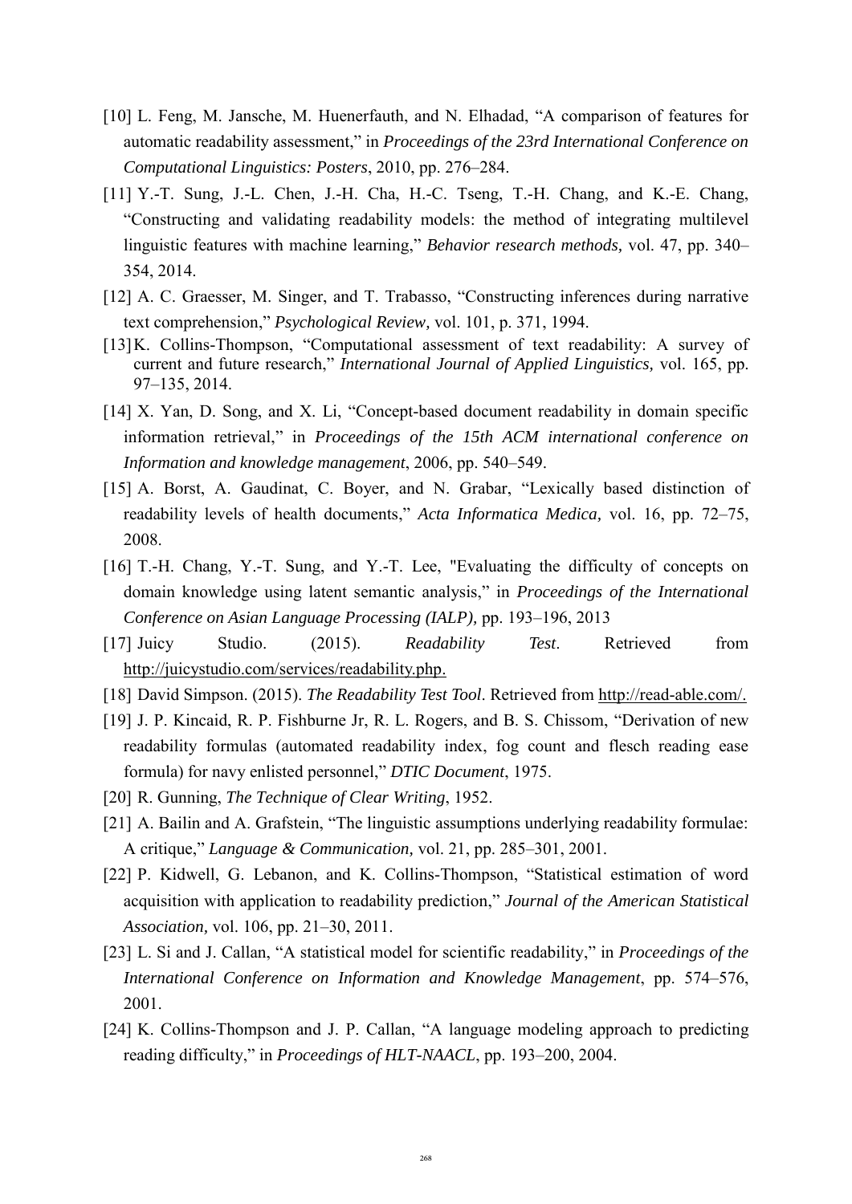[10] L. Feng, M. Jansche, M. Huenerfauth, and N. Elhadad, "A comparison of features for automatic readability assessment," in *Proceedings of the 23rd International Conference on Computational Linguistics: Posters*, 2010, pp. 276–284.

[11] Y.-T. Sung, J.-L. Chen, J.-H. Cha, H.-C. Tseng, T.-H. Chang, and K.-E. Chang, "Constructing and validating readability models: the method of integrating multilevel linguistic features with machine learning," *Behavior research methods,* vol. 47, pp. 340–354, 2014.

[12] A. C. Graesser, M. Singer, and T. Trabasso, "Constructing inferences during narrative text comprehension," *Psychological Review,* vol. 101, p. 371, 1994.

[13] K. Collins-Thompson, "Computational assessment of text readability: A survey of current and future research," *International Journal of Applied Linguistics,* vol. 165, pp. 97–135, 2014.

[14] X. Yan, D. Song, and X. Li, "Concept-based document readability in domain specific information retrieval," in *Proceedings of the 15th ACM international conference on Information and knowledge management*, 2006, pp. 540–549.

[15] A. Borst, A. Gaudinat, C. Boyer, and N. Grabar, "Lexically based distinction of readability levels of health documents," *Acta Informatica Medica,* vol. 16, pp. 72–75, 2008.

[16] T.-H. Chang, Y.-T. Sung, and Y.-T. Lee, "Evaluating the difficulty of concepts on domain knowledge using latent semantic analysis," in *Proceedings of the International Conference on Asian Language Processing (IALP),* pp. 193–196, 2013

[17] Juicy Studio. (2015). *Readability Test*. Retrieved from http://juicystudio.com/services/readability.php.

[18] David Simpson. (2015). *The Readability Test Tool*. Retrieved from http://read-able.com/.

[19] J. P. Kincaid, R. P. Fishburne Jr, R. L. Rogers, and B. S. Chissom, "Derivation of new readability formulas (automated readability index, fog count and flesch reading ease formula) for navy enlisted personnel," *DTIC Document*, 1975.

[20] R. Gunning, *The Technique of Clear Writing*, 1952.

[21] A. Bailin and A. Grafstein, "The linguistic assumptions underlying readability formulae: A critique," *Language & Communication,* vol. 21, pp. 285–301, 2001.

[22] P. Kidwell, G. Lebanon, and K. Collins-Thompson, "Statistical estimation of word acquisition with application to readability prediction," *Journal of the American Statistical Association,* vol. 106, pp. 21–30, 2011.

[23] L. Si and J. Callan, "A statistical model for scientific readability," in *Proceedings of the International Conference on Information and Knowledge Management*, pp. 574–576, 2001.

[24] K. Collins-Thompson and J. P. Callan, "A language modeling approach to predicting reading difficulty," in *Proceedings of HLT-NAACL*, pp. 193–200, 2004.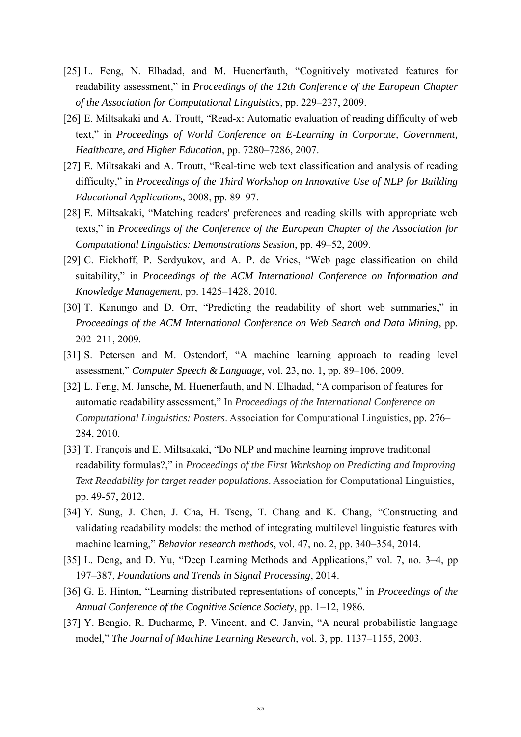[25] L. Feng, N. Elhadad, and M. Huenerfauth, "Cognitively motivated features for readability assessment," in *Proceedings of the 12th Conference of the European Chapter of the Association for Computational Linguistics*, pp. 229–237, 2009.

[26] E. Miltsakaki and A. Troutt, "Read-x: Automatic evaluation of reading difficulty of web text," in *Proceedings of World Conference on E-Learning in Corporate, Government, Healthcare, and Higher Education*, pp. 7280–7286, 2007.

[27] E. Miltsakaki and A. Troutt, "Real-time web text classification and analysis of reading difficulty," in *Proceedings of the Third Workshop on Innovative Use of NLP for Building Educational Applications*, 2008, pp. 89–97.

[28] E. Miltsakaki, "Matching readers' preferences and reading skills with appropriate web texts," in *Proceedings of the Conference of the European Chapter of the Association for Computational Linguistics: Demonstrations Session*, pp. 49–52, 2009.

[29] C. Eickhoff, P. Serdyukov, and A. P. de Vries, "Web page classification on child suitability," in *Proceedings of the ACM International Conference on Information and Knowledge Management*, pp. 1425–1428, 2010.

[30] T. Kanungo and D. Orr, "Predicting the readability of short web summaries," in *Proceedings of the ACM International Conference on Web Search and Data Mining*, pp. 202–211, 2009.

[31] S. Petersen and M. Ostendorf, "A machine learning approach to reading level assessment," *Computer Speech & Language*, vol. 23, no. 1, pp. 89–106, 2009.

[32] L. Feng, M. Jansche, M. Huenerfauth, and N. Elhadad, "A comparison of features for automatic readability assessment," In *Proceedings of the International Conference on Computational Linguistics: Posters*. Association for Computational Linguistics, pp. 276–284, 2010.

[33] T. François and E. Miltsakaki, "Do NLP and machine learning improve traditional readability formulas?," in *Proceedings of the First Workshop on Predicting and Improving Text Readability for target reader populations*. Association for Computational Linguistics, pp. 49-57, 2012.

[34] Y. Sung, J. Chen, J. Cha, H. Tseng, T. Chang and K. Chang, "Constructing and validating readability models: the method of integrating multilevel linguistic features with machine learning," *Behavior research methods*, vol. 47, no. 2, pp. 340–354, 2014.

[35] L. Deng, and D. Yu, "Deep Learning Methods and Applications," vol. 7, no. 3–4, pp 197–387, *Foundations and Trends in Signal Processing*, 2014.

[36] G. E. Hinton, "Learning distributed representations of concepts," in *Proceedings of the Annual Conference of the Cognitive Science Society*, pp. 1–12, 1986.

[37] Y. Bengio, R. Ducharme, P. Vincent, and C. Janvin, "A neural probabilistic language model," *The Journal of Machine Learning Research,* vol. 3, pp. 1137–1155, 2003.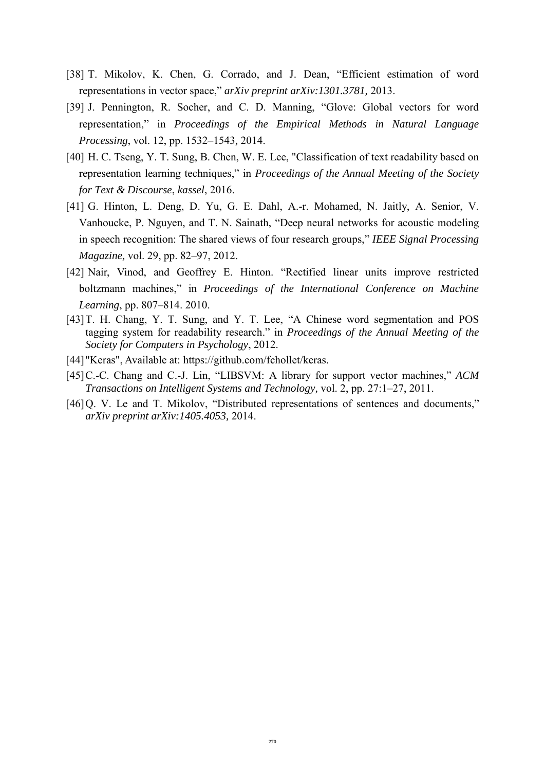[38] T. Mikolov, K. Chen, G. Corrado, and J. Dean, "Efficient estimation of word representations in vector space," *arXiv preprint arXiv:1301.3781,* 2013.

[39] J. Pennington, R. Socher, and C. D. Manning, "Glove: Global vectors for word representation," in *Proceedings of the Empirical Methods in Natural Language Processing*, vol. 12, pp. 1532–1543, 2014.

[40] H. C. Tseng, Y. T. Sung, B. Chen, W. E. Lee, "Classification of text readability based on representation learning techniques," in *Proceedings of the Annual Meeting of the Society for Text & Discourse*, *kassel*, 2016.

[41] G. Hinton, L. Deng, D. Yu, G. E. Dahl, A.-r. Mohamed, N. Jaitly, A. Senior, V. Vanhoucke, P. Nguyen, and T. N. Sainath, "Deep neural networks for acoustic modeling in speech recognition: The shared views of four research groups," *IEEE Signal Processing Magazine,* vol. 29, pp. 82–97, 2012.

[42] Nair, Vinod, and Geoffrey E. Hinton. "Rectified linear units improve restricted boltzmann machines," in *Proceedings of the International Conference on Machine Learning*, pp. 807–814. 2010.

[43] T. H. Chang, Y. T. Sung, and Y. T. Lee, "A Chinese word segmentation and POS tagging system for readability research." in *Proceedings of the Annual Meeting of the Society for Computers in Psychology*, 2012.

[44] "Keras", Available at: https://github.com/fchollet/keras.

[45] C.-C. Chang and C.-J. Lin, "LIBSVM: A library for support vector machines," *ACM Transactions on Intelligent Systems and Technology,* vol. 2, pp. 27:1–27, 2011.

[46] Q. V. Le and T. Mikolov, "Distributed representations of sentences and documents," *arXiv preprint arXiv:1405.4053,* 2014.